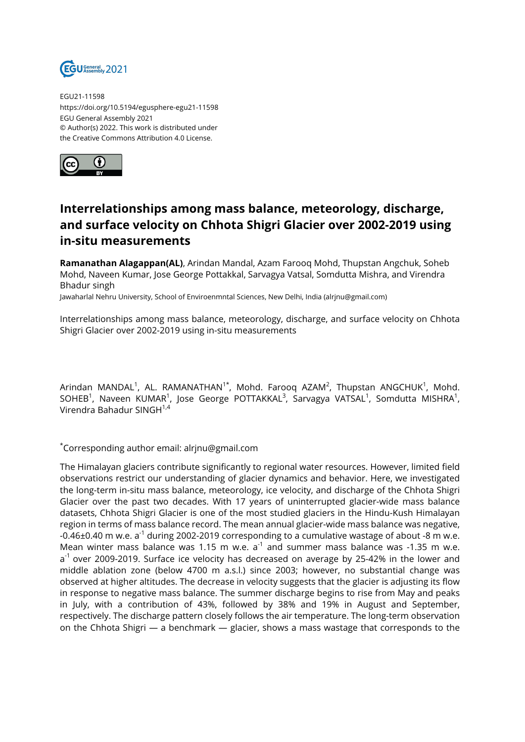EGU21-11598
https://doi.org/10.5194/egusphere-egu21-11598
EGU General Assembly 2021
© Author(s) 2022. This work is distributed under
the Creative Commons Attribution 4.0 License.

# Interrelationships among mass balance, meteorology, discharge, and surface velocity on Chhota Shigri Glacier over 2002-2019 using in-situ measurements

**Ramanathan Alagappan(AL)**, Arindan Mandal, Azam Farooq Mohd, Thupstan Angchuk, Soheb Mohd, Naveen Kumar, Jose George Pottakkal, Sarvagya Vatsal, Somdutta Mishra, and Virendra Bhadur singh

Jawaharlal Nehru University, School of Enviroenmntal Sciences, New Delhi, India (alrjnu@gmail.com)

Interrelationships among mass balance, meteorology, discharge, and surface velocity on Chhota Shigri Glacier over 2002-2019 using in-situ measurements

Arindan MANDAL[1], AL. RAMANATHAN[1*], Mohd. Farooq AZAM[2], Thupstan ANGCHUK[1], Mohd. SOHEB[1], Naveen KUMAR[1], Jose George POTTAKKAL[3], Sarvagya VATSAL[1], Somdutta MISHRA[1], Virendra Bahadur SINGH[1,4]

[*]Corresponding author email: alrjnu@gmail.com

The Himalayan glaciers contribute significantly to regional water resources. However, limited field observations restrict our understanding of glacier dynamics and behavior. Here, we investigated the long-term in-situ mass balance, meteorology, ice velocity, and discharge of the Chhota Shigri Glacier over the past two decades. With 17 years of uninterrupted glacier-wide mass balance datasets, Chhota Shigri Glacier is one of the most studied glaciers in the Hindu-Kush Himalayan region in terms of mass balance record. The mean annual glacier-wide mass balance was negative, -0.46±0.40 m w.e. $a^{-1}$ during 2002-2019 corresponding to a cumulative wastage of about -8 m w.e. Mean winter mass balance was 1.15 m w.e. $a^{-1}$ and summer mass balance was -1.35 m w.e. $a^{-1}$ over 2009-2019. Surface ice velocity has decreased on average by 25-42% in the lower and middle ablation zone (below 4700 m a.s.l.) since 2003; however, no substantial change was observed at higher altitudes. The decrease in velocity suggests that the glacier is adjusting its flow in response to negative mass balance. The summer discharge begins to rise from May and peaks in July, with a contribution of 43%, followed by 38% and 19% in August and September, respectively. The discharge pattern closely follows the air temperature. The long-term observation on the Chhota Shigri — a benchmark — glacier, shows a mass wastage that corresponds to the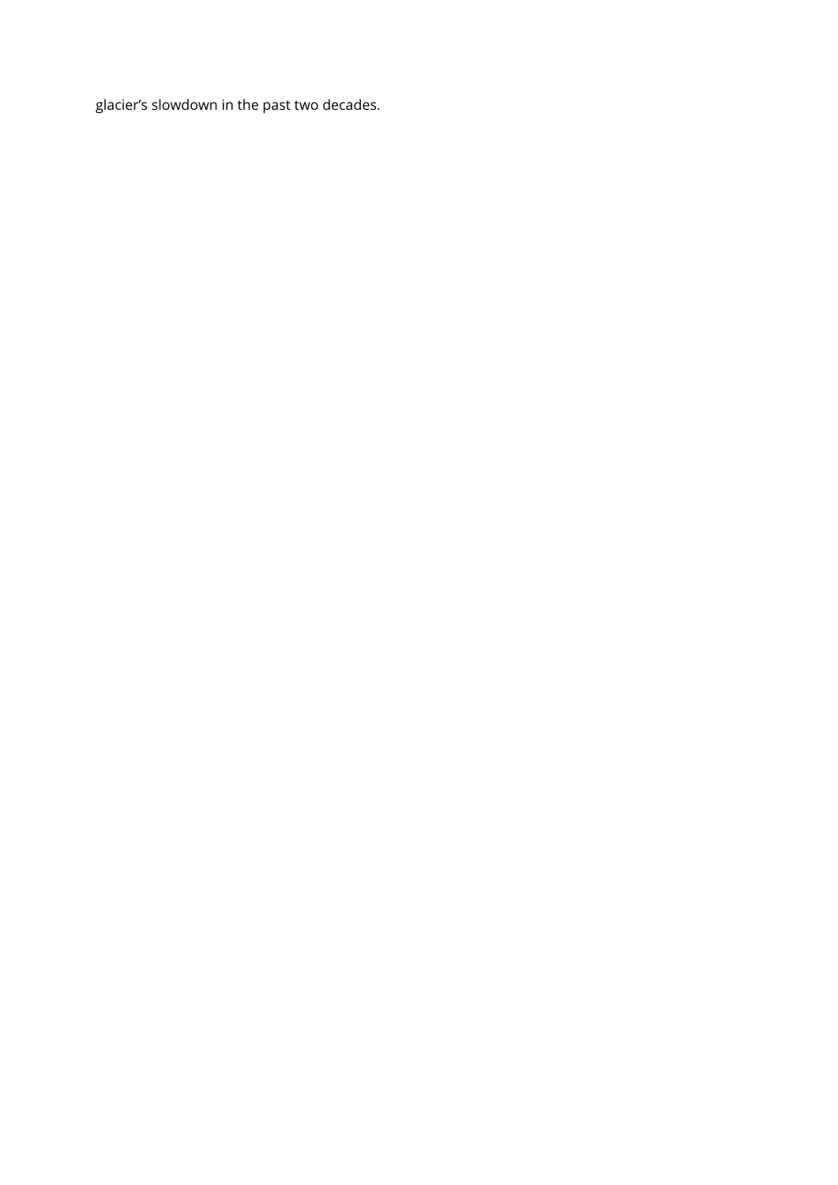glacier’s slowdown in the past two decades.